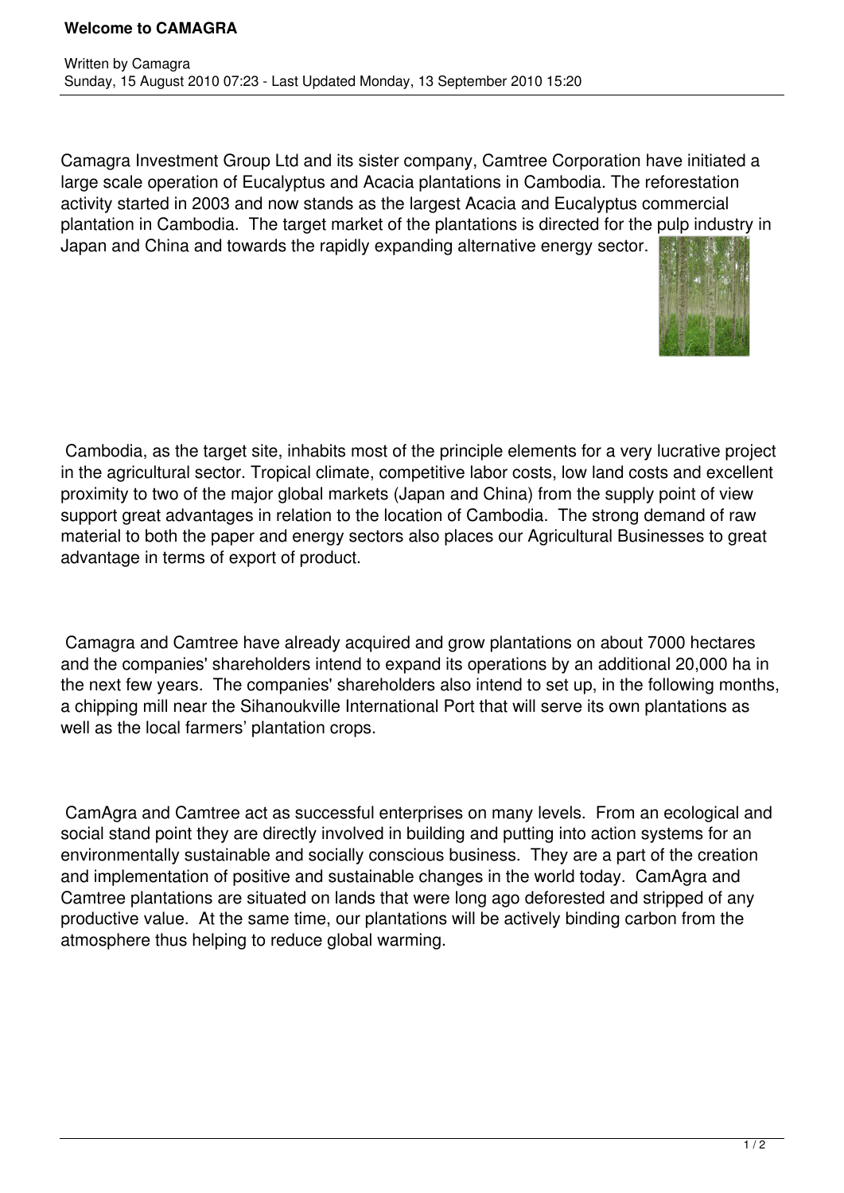# Welcome to CAMAGRA

Written by Camagra
Sunday, 15 August 2010 07:23 - Last Updated Monday, 13 September 2010 15:20

Camagra Investment Group Ltd and its sister company, Camtree Corporation have initiated a large scale operation of Eucalyptus and Acacia plantations in Cambodia. The reforestation activity started in 2003 and now stands as the largest Acacia and Eucalyptus commercial plantation in Cambodia. The target market of the plantations is directed for the pulp industry in Japan and China and towards the rapidly expanding alternative energy sector.

Cambodia, as the target site, inhabits most of the principle elements for a very lucrative project in the agricultural sector. Tropical climate, competitive labor costs, low land costs and excellent proximity to two of the major global markets (Japan and China) from the supply point of view support great advantages in relation to the location of Cambodia. The strong demand of raw material to both the paper and energy sectors also places our Agricultural Businesses to great advantage in terms of export of product.

Camagra and Camtree have already acquired and grow plantations on about 7000 hectares and the companies' shareholders intend to expand its operations by an additional 20,000 ha in the next few years. The companies' shareholders also intend to set up, in the following months, a chipping mill near the Sihanoukville International Port that will serve its own plantations as well as the local farmers' plantation crops.

CamAgra and Camtree act as successful enterprises on many levels. From an ecological and social stand point they are directly involved in building and putting into action systems for an environmentally sustainable and socially conscious business. They are a part of the creation and implementation of positive and sustainable changes in the world today. CamAgra and Camtree plantations are situated on lands that were long ago deforested and stripped of any productive value. At the same time, our plantations will be actively binding carbon from the atmosphere thus helping to reduce global warming.